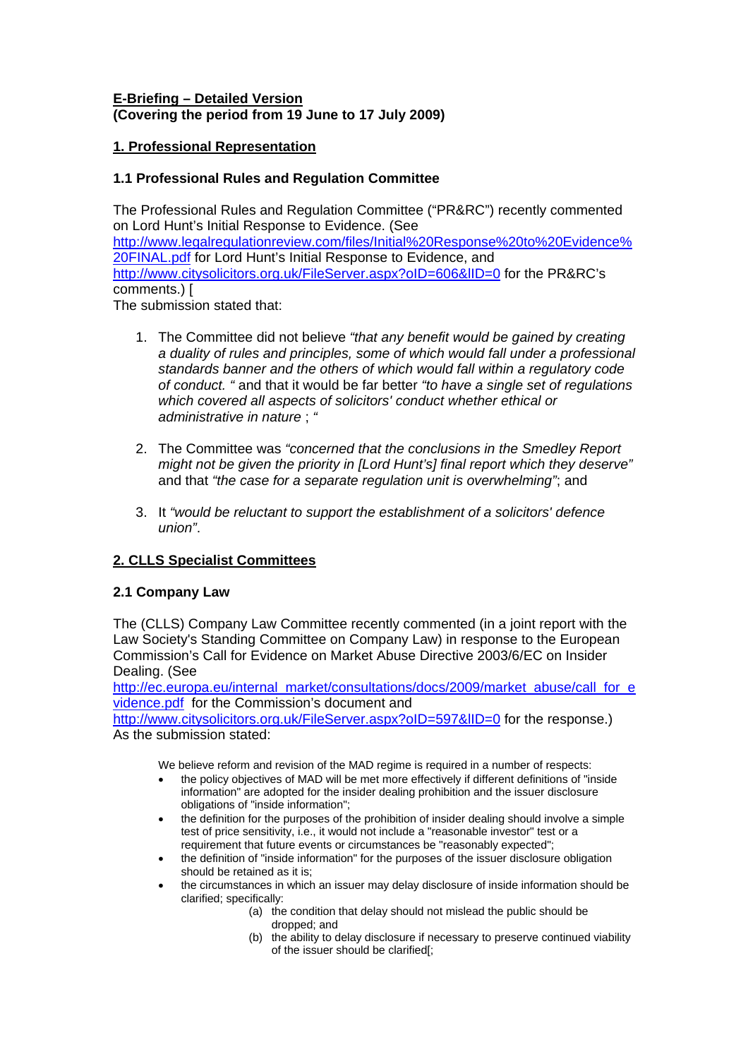**E-Briefing – Detailed Version**
**(Covering the period from 19 June to 17 July 2009)**

## 1. Professional Representation

### 1.1 Professional Rules and Regulation Committee

The Professional Rules and Regulation Committee ("PR&RC") recently commented on Lord Hunt's Initial Response to Evidence. (See http://www.legalregulationreview.com/files/Initial%20Response%20to%20Evidence%20FINAL.pdf for Lord Hunt's Initial Response to Evidence, and http://www.citysolicitors.org.uk/FileServer.aspx?oID=606&lID=0 for the PR&RC's comments.) [
The submission stated that:

1. The Committee did not believe *"that any benefit would be gained by creating a duality of rules and principles, some of which would fall under a professional standards banner and the others of which would fall within a regulatory code of conduct. "* and that it would be far better *"to have a single set of regulations which covered all aspects of solicitors' conduct whether ethical or administrative in nature* ; "

2. The Committee was *"concerned that the conclusions in the Smedley Report might not be given the priority in [Lord Hunt's] final report which they deserve"* and that *"the case for a separate regulation unit is overwhelming"*; and

3. It *"would be reluctant to support the establishment of a solicitors' defence union"*.

## 2. CLLS Specialist Committees

### 2.1 Company Law

The (CLLS) Company Law Committee recently commented (in a joint report with the Law Society's Standing Committee on Company Law) in response to the European Commission's Call for Evidence on Market Abuse Directive 2003/6/EC on Insider Dealing. (See http://ec.europa.eu/internal_market/consultations/docs/2009/market_abuse/call_for_evidence.pdf for the Commission's document and http://www.citysolicitors.org.uk/FileServer.aspx?oID=597&lID=0 for the response.) As the submission stated:

> We believe reform and revision of the MAD regime is required in a number of respects:
>
> - the policy objectives of MAD will be met more effectively if different definitions of "inside information" are adopted for the insider dealing prohibition and the issuer disclosure obligations of "inside information";
> - the definition for the purposes of the prohibition of insider dealing should involve a simple test of price sensitivity, i.e., it would not include a "reasonable investor" test or a requirement that future events or circumstances be "reasonably expected";
> - the definition of "inside information" for the purposes of the issuer disclosure obligation should be retained as it is;
> - the circumstances in which an issuer may delay disclosure of inside information should be clarified; specifically:
>   - (a) the condition that delay should not mislead the public should be dropped; and
>   - (b) the ability to delay disclosure if necessary to preserve continued viability of the issuer should be clarified[;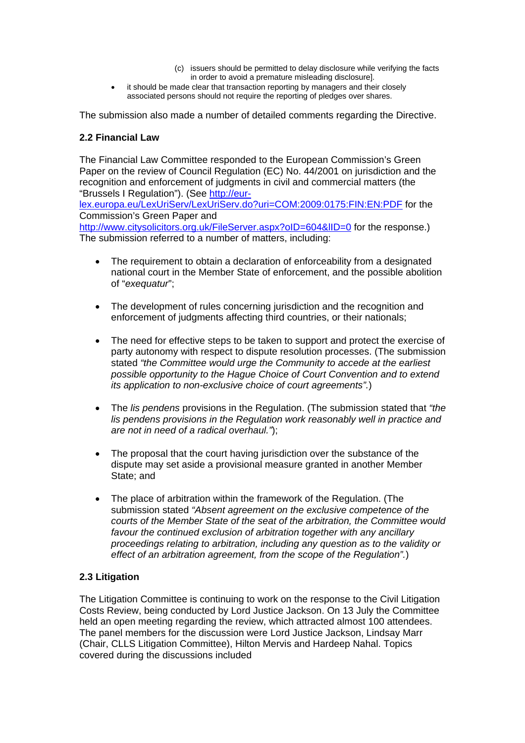(c) issuers should be permitted to delay disclosure while verifying the facts in order to avoid a premature misleading disclosure].

- it should be made clear that transaction reporting by managers and their closely associated persons should not require the reporting of pledges over shares.

The submission also made a number of detailed comments regarding the Directive.

**2.2 Financial Law**

The Financial Law Committee responded to the European Commission's Green Paper on the review of Council Regulation (EC) No. 44/2001 on jurisdiction and the recognition and enforcement of judgments in civil and commercial matters (the "Brussels I Regulation"). (See [http://eur-lex.europa.eu/LexUriServ/LexUriServ.do?uri=COM:2009:0175:FIN:EN:PDF](http://eur-lex.europa.eu/LexUriServ/LexUriServ.do?uri=COM:2009:0175:FIN:EN:PDF) for the Commission's Green Paper and [http://www.citysolicitors.org.uk/FileServer.aspx?oID=604&lID=0](http://www.citysolicitors.org.uk/FileServer.aspx?oID=604&lID=0) for the response.) The submission referred to a number of matters, including:

- The requirement to obtain a declaration of enforceability from a designated national court in the Member State of enforcement, and the possible abolition of "*exequatur*";

- The development of rules concerning jurisdiction and the recognition and enforcement of judgments affecting third countries, or their nationals;

- The need for effective steps to be taken to support and protect the exercise of party autonomy with respect to dispute resolution processes. (The submission stated *"the Committee would urge the Community to accede at the earliest possible opportunity to the Hague Choice of Court Convention and to extend its application to non-exclusive choice of court agreements".*)

- The *lis pendens* provisions in the Regulation. (The submission stated that *"the lis pendens provisions in the Regulation work reasonably well in practice and are not in need of a radical overhaul."*);

- The proposal that the court having jurisdiction over the substance of the dispute may set aside a provisional measure granted in another Member State; and

- The place of arbitration within the framework of the Regulation. (The submission stated *"Absent agreement on the exclusive competence of the courts of the Member State of the seat of the arbitration, the Committee would favour the continued exclusion of arbitration together with any ancillary proceedings relating to arbitration, including any question as to the validity or effect of an arbitration agreement, from the scope of the Regulation".*)

**2.3 Litigation**

The Litigation Committee is continuing to work on the response to the Civil Litigation Costs Review, being conducted by Lord Justice Jackson. On 13 July the Committee held an open meeting regarding the review, which attracted almost 100 attendees. The panel members for the discussion were Lord Justice Jackson, Lindsay Marr (Chair, CLLS Litigation Committee), Hilton Mervis and Hardeep Nahal. Topics covered during the discussions included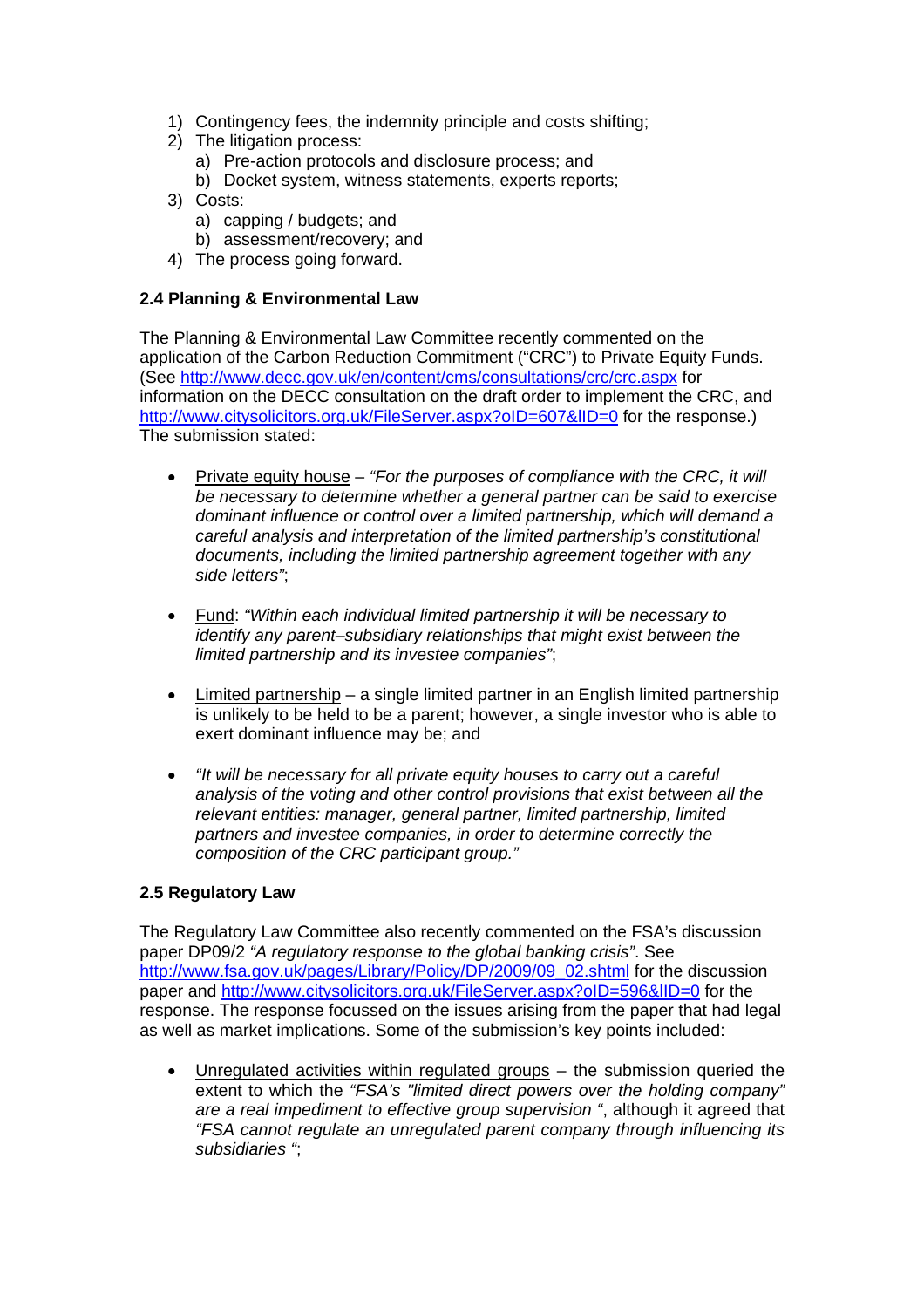1) Contingency fees, the indemnity principle and costs shifting;
2) The litigation process:
   a) Pre-action protocols and disclosure process; and
   b) Docket system, witness statements, experts reports;
3) Costs:
   a) capping / budgets; and
   b) assessment/recovery; and
4) The process going forward.

**2.4 Planning & Environmental Law**

The Planning & Environmental Law Committee recently commented on the application of the Carbon Reduction Commitment ("CRC") to Private Equity Funds. (See http://www.decc.gov.uk/en/content/cms/consultations/crc/crc.aspx for information on the DECC consultation on the draft order to implement the CRC, and http://www.citysolicitors.org.uk/FileServer.aspx?oID=607&lID=0 for the response.) The submission stated:

- Private equity house – *"For the purposes of compliance with the CRC, it will be necessary to determine whether a general partner can be said to exercise dominant influence or control over a limited partnership, which will demand a careful analysis and interpretation of the limited partnership's constitutional documents, including the limited partnership agreement together with any side letters"*;

- Fund: *"Within each individual limited partnership it will be necessary to identify any parent–subsidiary relationships that might exist between the limited partnership and its investee companies"*;

- Limited partnership – a single limited partner in an English limited partnership is unlikely to be held to be a parent; however, a single investor who is able to exert dominant influence may be; and

- *"It will be necessary for all private equity houses to carry out a careful analysis of the voting and other control provisions that exist between all the relevant entities: manager, general partner, limited partnership, limited partners and investee companies, in order to determine correctly the composition of the CRC participant group."*

**2.5 Regulatory Law**

The Regulatory Law Committee also recently commented on the FSA's discussion paper DP09/2 *"A regulatory response to the global banking crisis"*. See http://www.fsa.gov.uk/pages/Library/Policy/DP/2009/09_02.shtml for the discussion paper and http://www.citysolicitors.org.uk/FileServer.aspx?oID=596&lID=0 for the response. The response focussed on the issues arising from the paper that had legal as well as market implications. Some of the submission's key points included:

- Unregulated activities within regulated groups – the submission queried the extent to which the *"FSA's "limited direct powers over the holding company" are a real impediment to effective group supervision "*, although it agreed that *"FSA cannot regulate an unregulated parent company through influencing its subsidiaries "*;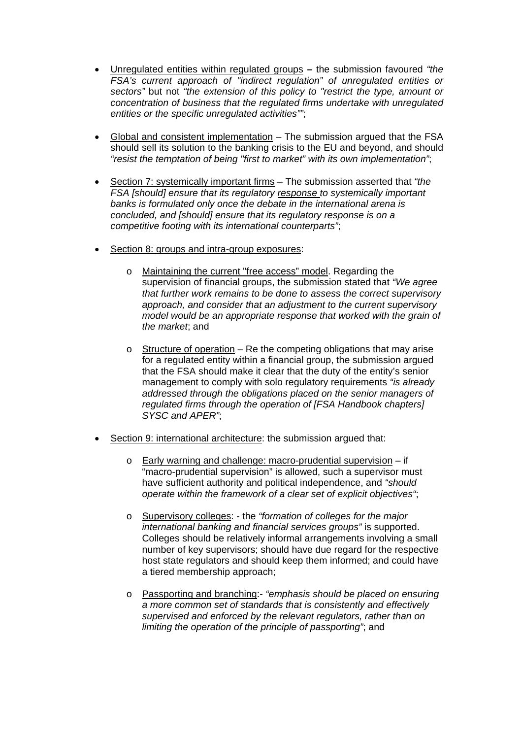- Unregulated entities within regulated groups **–** the submission favoured *"the FSA's current approach of "indirect regulation" of unregulated entities or sectors"* but not *"the extension of this policy to "restrict the type, amount or concentration of business that the regulated firms undertake with unregulated entities or the specific unregulated activities""*;

- Global and consistent implementation – The submission argued that the FSA should sell its solution to the banking crisis to the EU and beyond, and should *"resist the temptation of being "first to market" with its own implementation"*;

- Section 7: systemically important firms – The submission asserted that *"the FSA [should] ensure that its regulatory response to systemically important banks is formulated only once the debate in the international arena is concluded, and [should] ensure that its regulatory response is on a competitive footing with its international counterparts"*;

- Section 8: groups and intra-group exposures:

  - Maintaining the current "free access" model. Regarding the supervision of financial groups, the submission stated that *"We agree that further work remains to be done to assess the correct supervisory approach, and consider that an adjustment to the current supervisory model would be an appropriate response that worked with the grain of the market*; and

  - Structure of operation – Re the competing obligations that may arise for a regulated entity within a financial group, the submission argued that the FSA should make it clear that the duty of the entity's senior management to comply with solo regulatory requirements *"is already addressed through the obligations placed on the senior managers of regulated firms through the operation of [FSA Handbook chapters] SYSC and APER"*;

- Section 9: international architecture: the submission argued that:

  - Early warning and challenge: macro-prudential supervision – if "macro-prudential supervision" is allowed, such a supervisor must have sufficient authority and political independence, and *"should operate within the framework of a clear set of explicit objectives"*;

  - Supervisory colleges: - the *"formation of colleges for the major international banking and financial services groups"* is supported. Colleges should be relatively informal arrangements involving a small number of key supervisors; should have due regard for the respective host state regulators and should keep them informed; and could have a tiered membership approach;

  - Passporting and branching:- *"emphasis should be placed on ensuring a more common set of standards that is consistently and effectively supervised and enforced by the relevant regulators, rather than on limiting the operation of the principle of passporting"*; and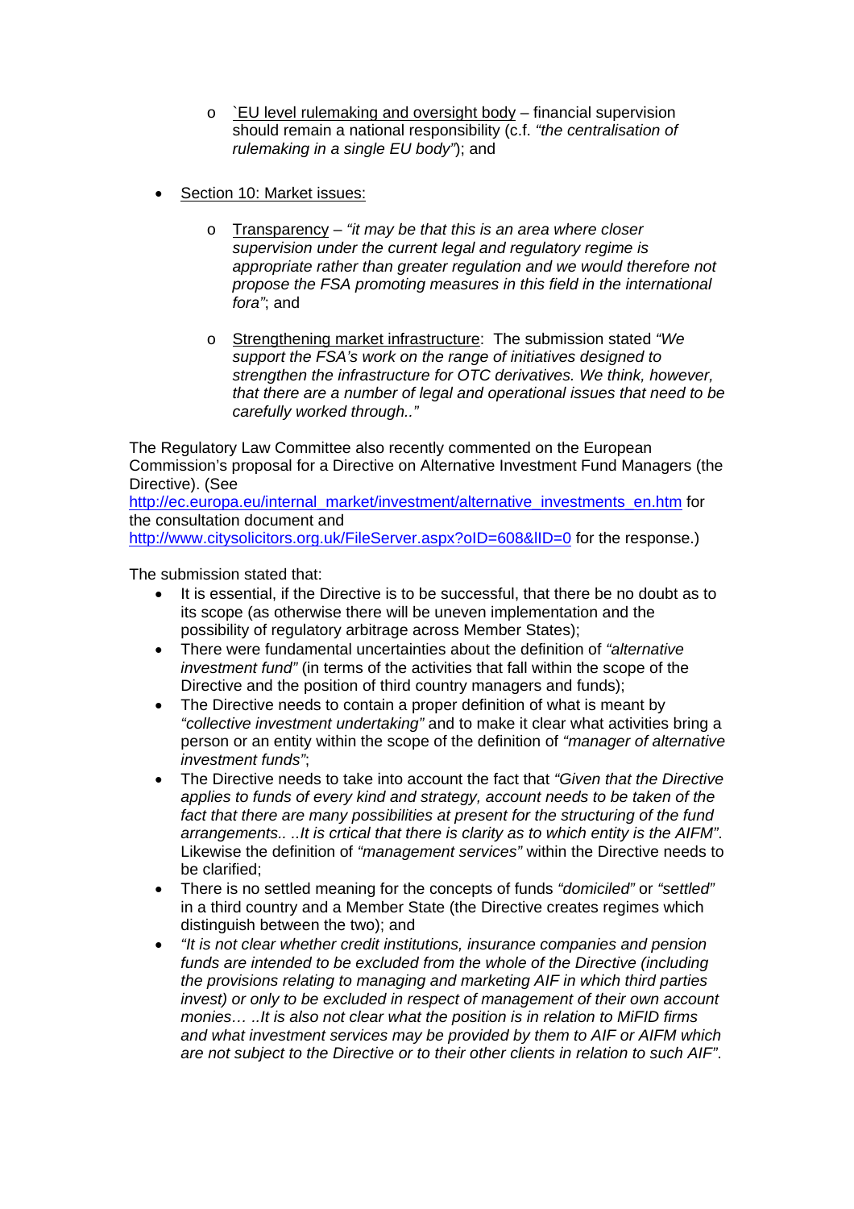- `EU level rulemaking and oversight body – financial supervision should remain a national responsibility (c.f. *"the centralisation of rulemaking in a single EU body"*); and

- Section 10: Market issues:

    - Transparency – *"it may be that this is an area where closer supervision under the current legal and regulatory regime is appropriate rather than greater regulation and we would therefore not propose the FSA promoting measures in this field in the international fora"*; and

    - Strengthening market infrastructure: The submission stated *"We support the FSA's work on the range of initiatives designed to strengthen the infrastructure for OTC derivatives. We think, however, that there are a number of legal and operational issues that need to be carefully worked through.."*

The Regulatory Law Committee also recently commented on the European Commission's proposal for a Directive on Alternative Investment Fund Managers (the Directive). (See http://ec.europa.eu/internal_market/investment/alternative_investments_en.htm for the consultation document and http://www.citysolicitors.org.uk/FileServer.aspx?oID=608&lID=0 for the response.)

The submission stated that:

- It is essential, if the Directive is to be successful, that there be no doubt as to its scope (as otherwise there will be uneven implementation and the possibility of regulatory arbitrage across Member States);
- There were fundamental uncertainties about the definition of *"alternative investment fund"* (in terms of the activities that fall within the scope of the Directive and the position of third country managers and funds);
- The Directive needs to contain a proper definition of what is meant by *"collective investment undertaking"* and to make it clear what activities bring a person or an entity within the scope of the definition of *"manager of alternative investment funds"*;
- The Directive needs to take into account the fact that *"Given that the Directive applies to funds of every kind and strategy, account needs to be taken of the fact that there are many possibilities at present for the structuring of the fund arrangements.. ..It is crtical that there is clarity as to which entity is the AIFM"*. Likewise the definition of *"management services"* within the Directive needs to be clarified;
- There is no settled meaning for the concepts of funds *"domiciled"* or *"settled"* in a third country and a Member State (the Directive creates regimes which distinguish between the two); and
- *"It is not clear whether credit institutions, insurance companies and pension funds are intended to be excluded from the whole of the Directive (including the provisions relating to managing and marketing AIF in which third parties invest) or only to be excluded in respect of management of their own account monies… ..It is also not clear what the position is in relation to MiFID firms and what investment services may be provided by them to AIF or AIFM which are not subject to the Directive or to their other clients in relation to such AIF"*.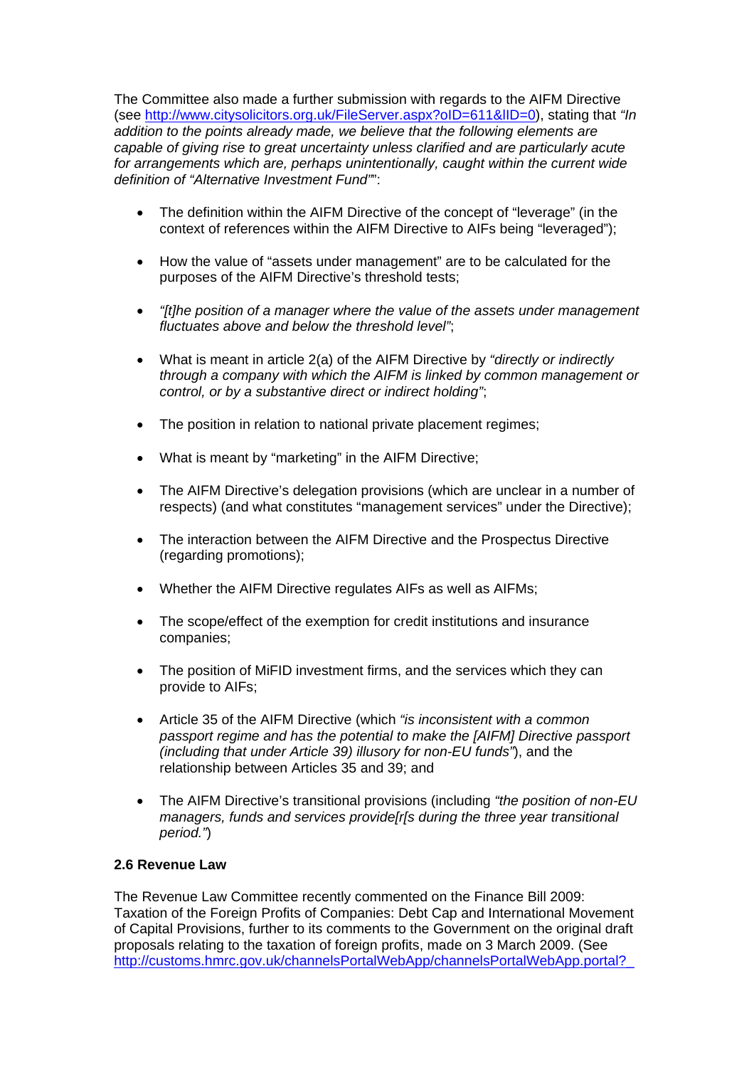The Committee also made a further submission with regards to the AIFM Directive (see http://www.citysolicitors.org.uk/FileServer.aspx?oID=611&lID=0), stating that *"In addition to the points already made, we believe that the following elements are capable of giving rise to great uncertainty unless clarified and are particularly acute for arrangements which are, perhaps unintentionally, caught within the current wide definition of "Alternative Investment Fund""*:

- The definition within the AIFM Directive of the concept of "leverage" (in the context of references within the AIFM Directive to AIFs being "leveraged");
- How the value of "assets under management" are to be calculated for the purposes of the AIFM Directive's threshold tests;
- *"[t]he position of a manager where the value of the assets under management fluctuates above and below the threshold level"*;
- What is meant in article 2(a) of the AIFM Directive by *"directly or indirectly through a company with which the AIFM is linked by common management or control, or by a substantive direct or indirect holding"*;
- The position in relation to national private placement regimes;
- What is meant by "marketing" in the AIFM Directive;
- The AIFM Directive's delegation provisions (which are unclear in a number of respects) (and what constitutes "management services" under the Directive);
- The interaction between the AIFM Directive and the Prospectus Directive (regarding promotions);
- Whether the AIFM Directive regulates AIFs as well as AIFMs;
- The scope/effect of the exemption for credit institutions and insurance companies;
- The position of MiFID investment firms, and the services which they can provide to AIFs;
- Article 35 of the AIFM Directive (which *"is inconsistent with a common passport regime and has the potential to make the [AIFM] Directive passport (including that under Article 39) illusory for non-EU funds"*), and the relationship between Articles 35 and 39; and
- The AIFM Directive's transitional provisions (including *"the position of non-EU managers, funds and services provide[r[s during the three year transitional period."*)

**2.6 Revenue Law**

The Revenue Law Committee recently commented on the Finance Bill 2009: Taxation of the Foreign Profits of Companies: Debt Cap and International Movement of Capital Provisions, further to its comments to the Government on the original draft proposals relating to the taxation of foreign profits, made on 3 March 2009. (See http://customs.hmrc.gov.uk/channelsPortalWebApp/channelsPortalWebApp.portal?_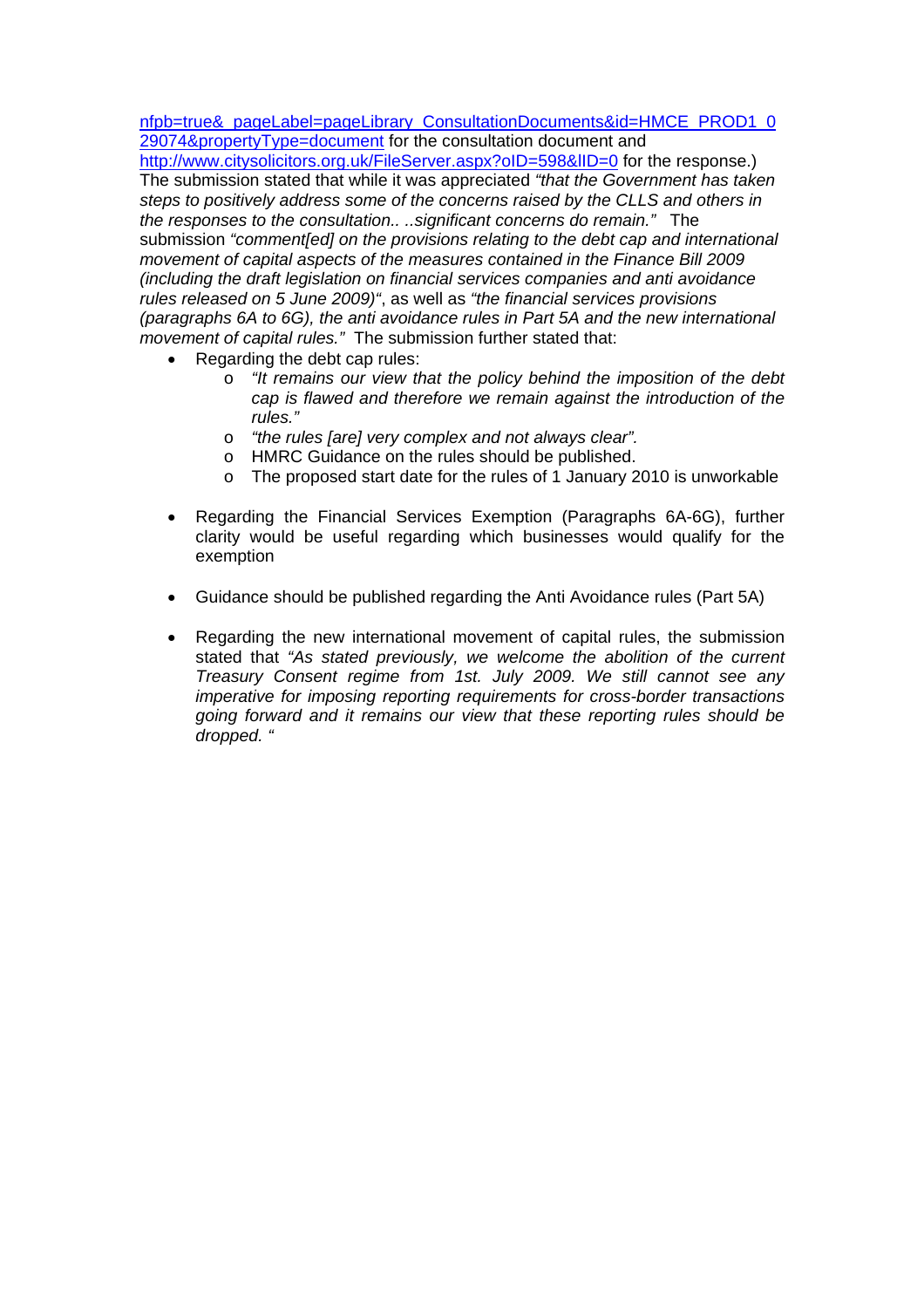nfpb=true&_pageLabel=pageLibrary_ConsultationDocuments&id=HMCE_PROD1_029074&propertyType=document for the consultation document and http://www.citysolicitors.org.uk/FileServer.aspx?oID=598&lID=0 for the response.) The submission stated that while it was appreciated *"that the Government has taken steps to positively address some of the concerns raised by the CLLS and others in the responses to the consultation.. ..significant concerns do remain."* The submission *"comment[ed] on the provisions relating to the debt cap and international movement of capital aspects of the measures contained in the Finance Bill 2009 (including the draft legislation on financial services companies and anti avoidance rules released on 5 June 2009)"*, as well as *"the financial services provisions (paragraphs 6A to 6G), the anti avoidance rules in Part 5A and the new international movement of capital rules."* The submission further stated that:

- Regarding the debt cap rules:
  - *"It remains our view that the policy behind the imposition of the debt cap is flawed and therefore we remain against the introduction of the rules."*
  - *"the rules [are] very complex and not always clear".*
  - HMRC Guidance on the rules should be published.
  - The proposed start date for the rules of 1 January 2010 is unworkable

- Regarding the Financial Services Exemption (Paragraphs 6A-6G), further clarity would be useful regarding which businesses would qualify for the exemption

- Guidance should be published regarding the Anti Avoidance rules (Part 5A)

- Regarding the new international movement of capital rules, the submission stated that *"As stated previously, we welcome the abolition of the current Treasury Consent regime from 1st. July 2009. We still cannot see any imperative for imposing reporting requirements for cross-border transactions going forward and it remains our view that these reporting rules should be dropped. "*